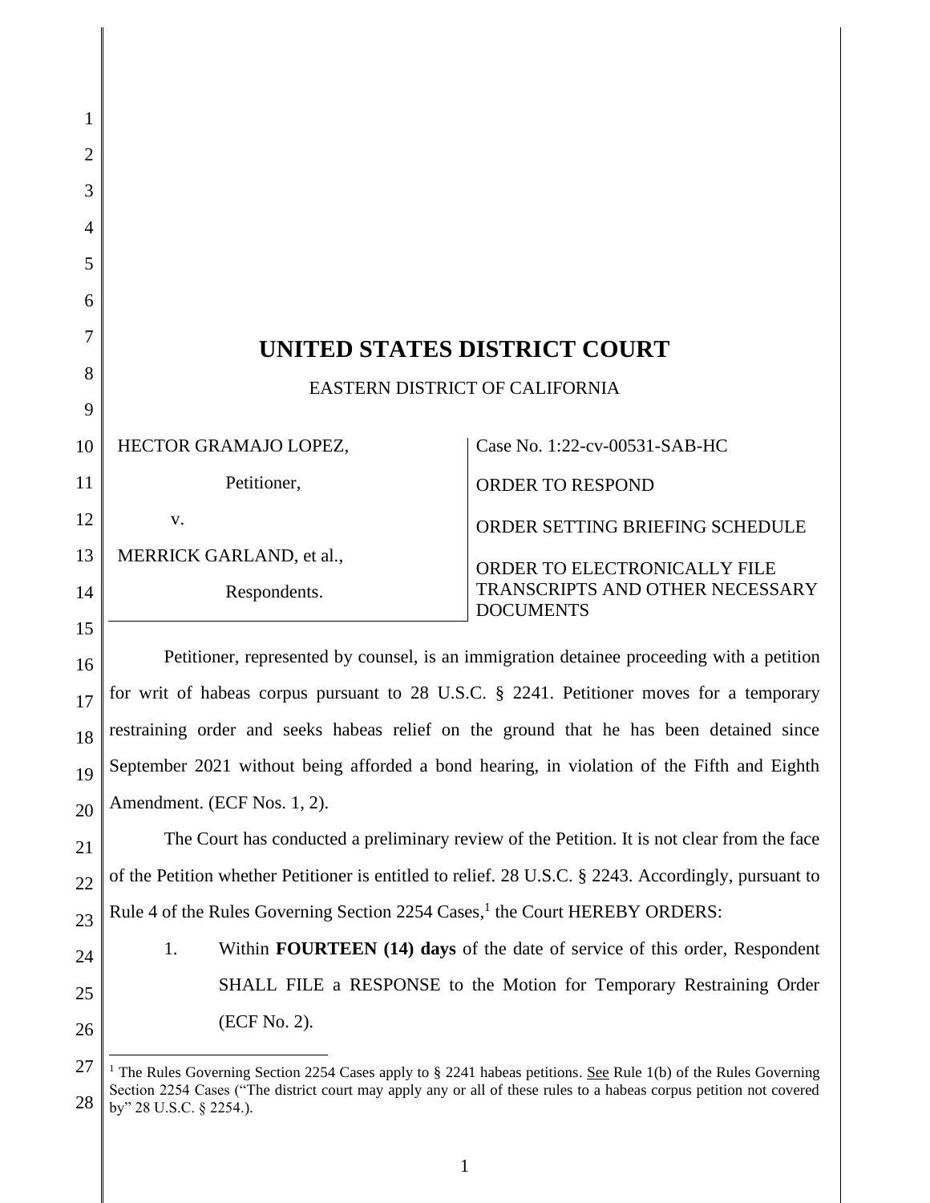# UNITED STATES DISTRICT COURT

EASTERN DISTRICT OF CALIFORNIA

| | |
|---|---|
| HECTOR GRAMAJO LOPEZ,<br><br>Petitioner,<br><br>v.<br><br>MERRICK GARLAND, et al.,<br><br>Respondents. | Case No. 1:22-cv-00531-SAB-HC<br><br>ORDER TO RESPOND<br><br>ORDER SETTING BRIEFING SCHEDULE<br><br>ORDER TO ELECTRONICALLY FILE TRANSCRIPTS AND OTHER NECESSARY DOCUMENTS |

Petitioner, represented by counsel, is an immigration detainee proceeding with a petition for writ of habeas corpus pursuant to 28 U.S.C. § 2241. Petitioner moves for a temporary restraining order and seeks habeas relief on the ground that he has been detained since September 2021 without being afforded a bond hearing, in violation of the Fifth and Eighth Amendment. (ECF Nos. 1, 2).

The Court has conducted a preliminary review of the Petition. It is not clear from the face of the Petition whether Petitioner is entitled to relief. 28 U.S.C. § 2243. Accordingly, pursuant to Rule 4 of the Rules Governing Section 2254 Cases,[1] the Court HEREBY ORDERS:

1. Within **FOURTEEN (14) days** of the date of service of this order, Respondent SHALL FILE a RESPONSE to the Motion for Temporary Restraining Order (ECF No. 2).

---

[1] The Rules Governing Section 2254 Cases apply to § 2241 habeas petitions. See Rule 1(b) of the Rules Governing Section 2254 Cases ("The district court may apply any or all of these rules to a habeas corpus petition not covered by" 28 U.S.C. § 2254.).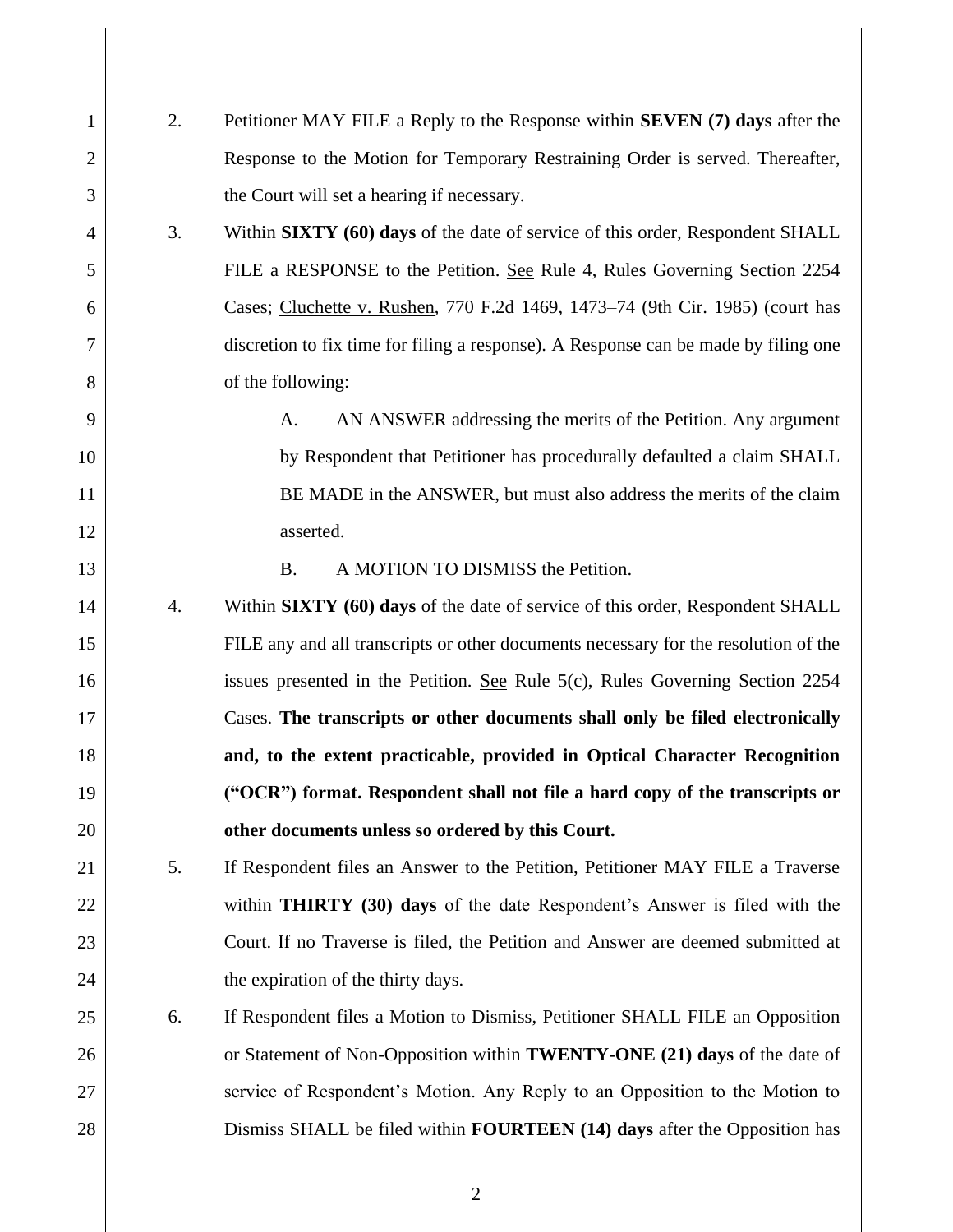2. Petitioner MAY FILE a Reply to the Response within **SEVEN (7) days** after the Response to the Motion for Temporary Restraining Order is served. Thereafter, the Court will set a hearing if necessary.

3. Within **SIXTY (60) days** of the date of service of this order, Respondent SHALL FILE a RESPONSE to the Petition. See Rule 4, Rules Governing Section 2254 Cases; Cluchette v. Rushen, 770 F.2d 1469, 1473–74 (9th Cir. 1985) (court has discretion to fix time for filing a response). A Response can be made by filing one of the following:

   A. AN ANSWER addressing the merits of the Petition. Any argument by Respondent that Petitioner has procedurally defaulted a claim SHALL BE MADE in the ANSWER, but must also address the merits of the claim asserted.

   B. A MOTION TO DISMISS the Petition.

4. Within **SIXTY (60) days** of the date of service of this order, Respondent SHALL FILE any and all transcripts or other documents necessary for the resolution of the issues presented in the Petition. See Rule 5(c), Rules Governing Section 2254 Cases. **The transcripts or other documents shall only be filed electronically and, to the extent practicable, provided in Optical Character Recognition ("OCR") format. Respondent shall not file a hard copy of the transcripts or other documents unless so ordered by this Court.**

5. If Respondent files an Answer to the Petition, Petitioner MAY FILE a Traverse within **THIRTY (30) days** of the date Respondent's Answer is filed with the Court. If no Traverse is filed, the Petition and Answer are deemed submitted at the expiration of the thirty days.

6. If Respondent files a Motion to Dismiss, Petitioner SHALL FILE an Opposition or Statement of Non-Opposition within **TWENTY-ONE (21) days** of the date of service of Respondent's Motion. Any Reply to an Opposition to the Motion to Dismiss SHALL be filed within **FOURTEEN (14) days** after the Opposition has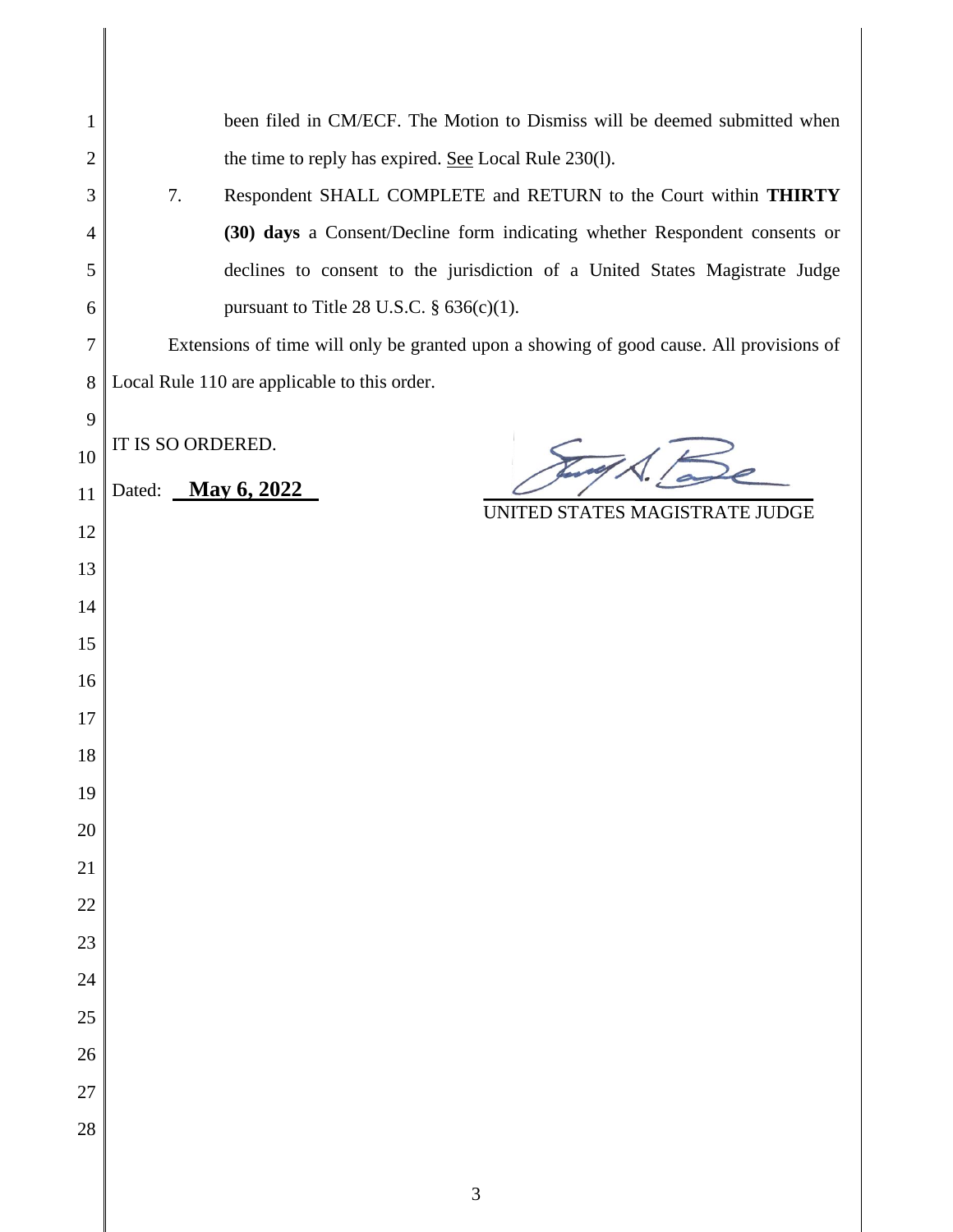been filed in CM/ECF. The Motion to Dismiss will be deemed submitted when the time to reply has expired. See Local Rule 230(l).

7. Respondent SHALL COMPLETE and RETURN to the Court within **THIRTY (30) days** a Consent/Decline form indicating whether Respondent consents or declines to consent to the jurisdiction of a United States Magistrate Judge pursuant to Title 28 U.S.C. § 636(c)(1).

Extensions of time will only be granted upon a showing of good cause. All provisions of Local Rule 110 are applicable to this order.

IT IS SO ORDERED.

Dated: **May 6, 2022**

UNITED STATES MAGISTRATE JUDGE